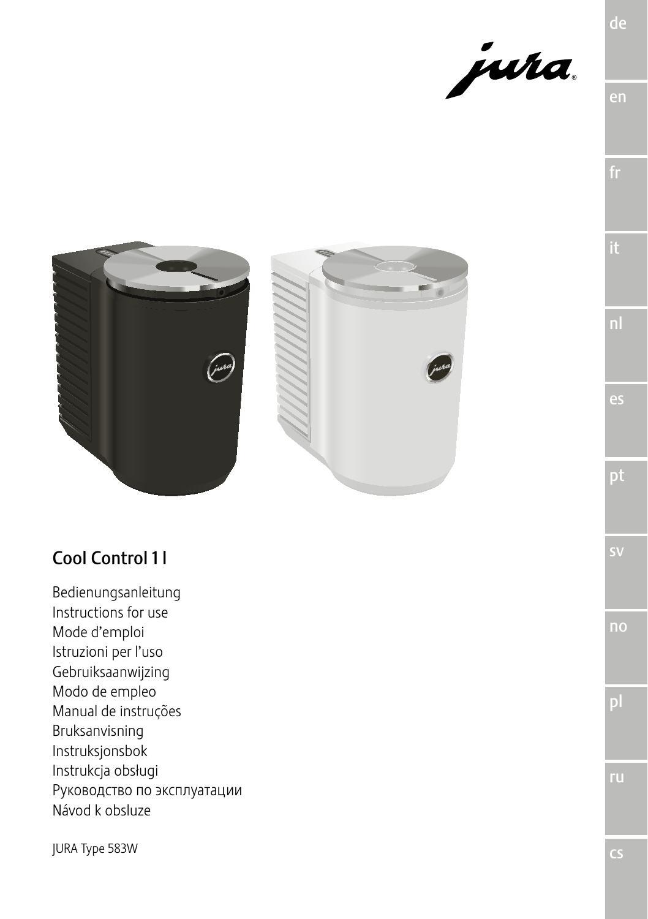# Cool Control 1 l

Bedienungsanleitung
Instructions for use
Mode d'emploi
Istruzioni per l'uso
Gebruiksaanwijzing
Modo de empleo
Manual de instruções
Bruksanvisning
Instruksjonsbok
Instrukcja obsługi
Руководство по эксплуатации
Návod k obsluze

JURA Type 583W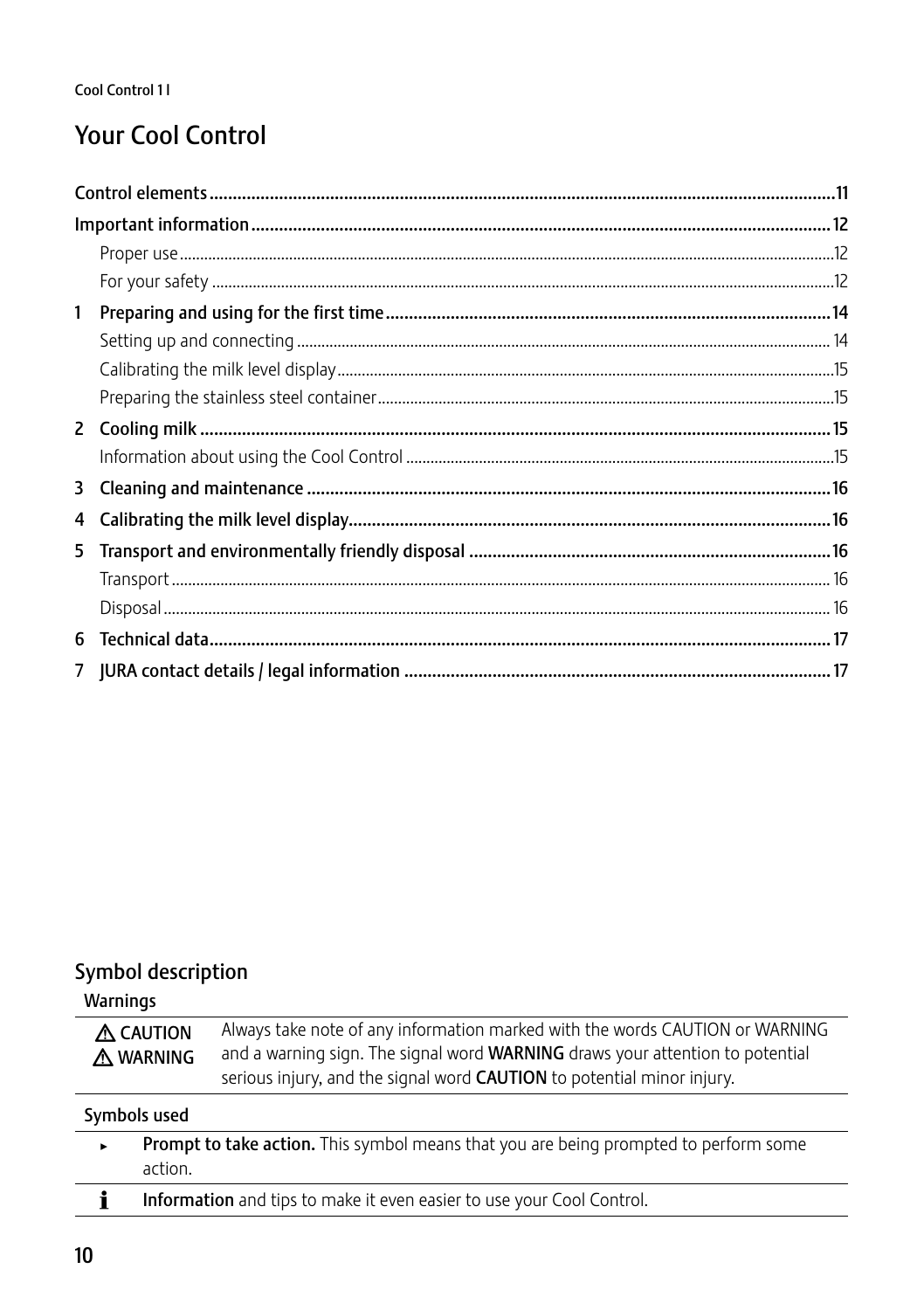# Your Cool Control

| | | |
|---|---|---|
| **Control elements** | | **11** |
| **Important information** | | **12** |
| | Proper use | 12 |
| | For your safety | 12 |
| **1** | **Preparing and using for the first time** | **14** |
| | Setting up and connecting | 14 |
| | Calibrating the milk level display | 15 |
| | Preparing the stainless steel container | 15 |
| **2** | **Cooling milk** | **15** |
| | Information about using the Cool Control | 15 |
| **3** | **Cleaning and maintenance** | **16** |
| **4** | **Calibrating the milk level display** | **16** |
| **5** | **Transport and environmentally friendly disposal** | **16** |
| | Transport | 16 |
| | Disposal | 16 |
| **6** | **Technical data** | **17** |
| **7** | **JURA contact details / legal information** | **17** |

## Symbol description

### Warnings

| | |
|---|---|
| ⚠ CAUTION<br>⚠ WARNING | Always take note of any information marked with the words CAUTION or WARNING and a warning sign. The signal word **WARNING** draws your attention to potential serious injury, and the signal word **CAUTION** to potential minor injury. |

### Symbols used

| | |
|---|---|
| ▸ | **Prompt to take action.** This symbol means that you are being prompted to perform some action. |
| i | **Information** and tips to make it even easier to use your Cool Control. |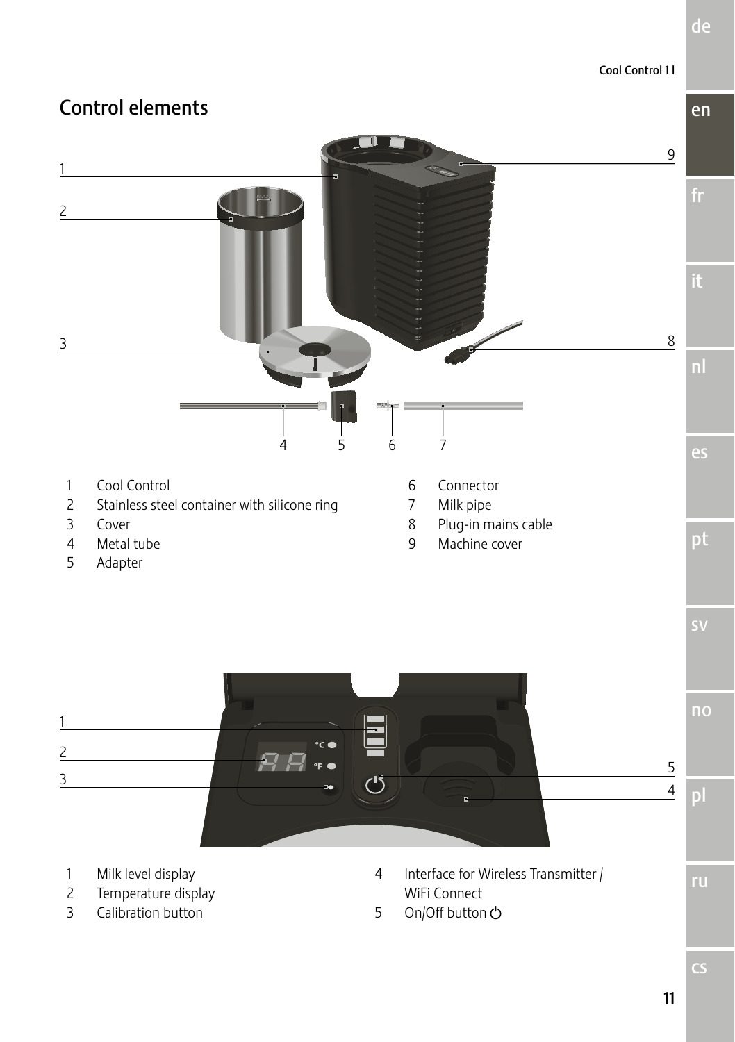## Control elements

1 Cool Control
2 Stainless steel container with silicone ring
3 Cover
4 Metal tube
5 Adapter
6 Connector
7 Milk pipe
8 Plug-in mains cable
9 Machine cover

1 Milk level display
2 Temperature display
3 Calibration button
4 Interface for Wireless Transmitter / WiFi Connect
5 On/Off button ⏻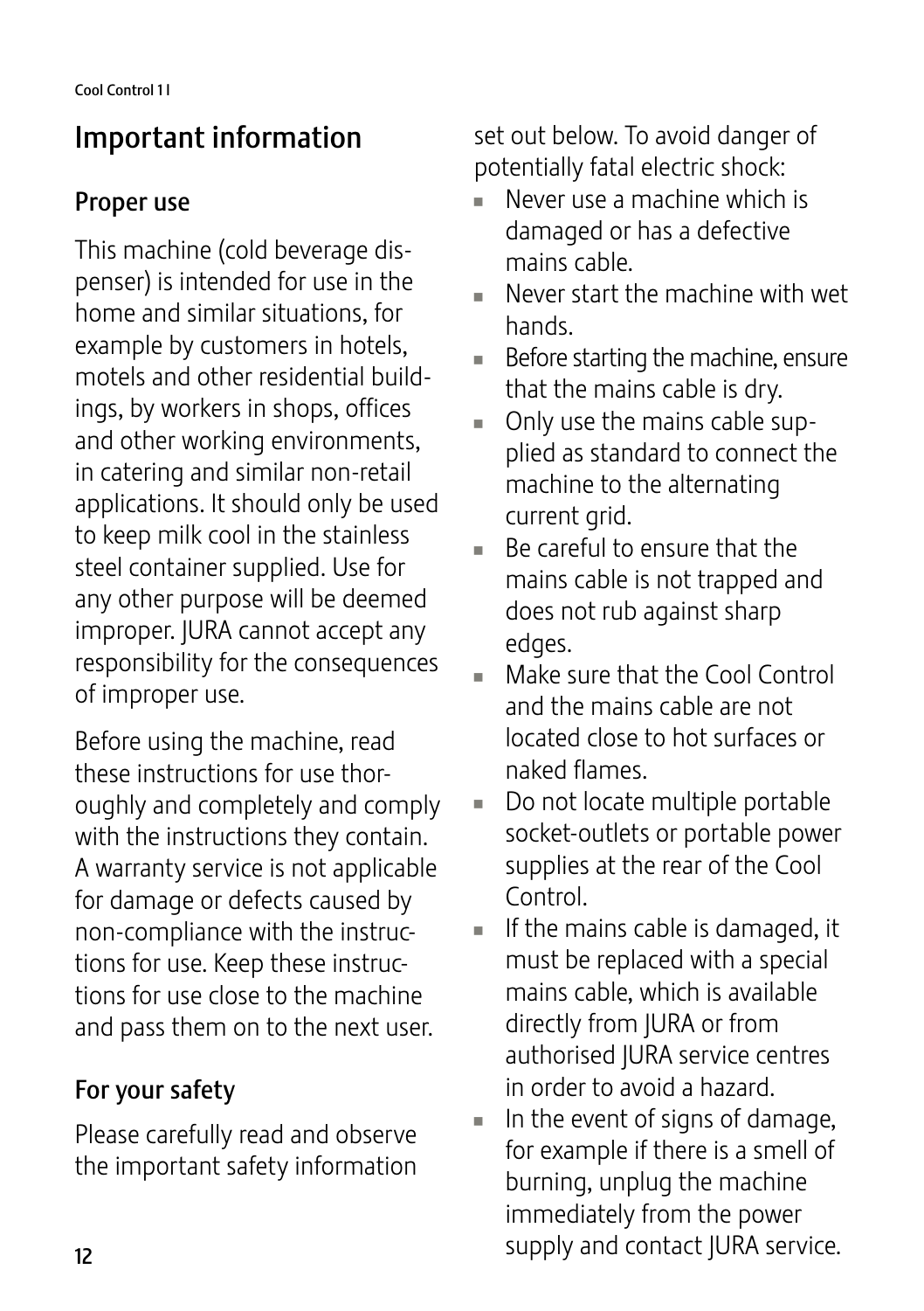# Important information

## Proper use

This machine (cold beverage dispenser) is intended for use in the home and similar situations, for example by customers in hotels, motels and other residential buildings, by workers in shops, offices and other working environments, in catering and similar non-retail applications. It should only be used to keep milk cool in the stainless steel container supplied. Use for any other purpose will be deemed improper. JURA cannot accept any responsibility for the consequences of improper use.

Before using the machine, read these instructions for use thoroughly and completely and comply with the instructions they contain. A warranty service is not applicable for damage or defects caused by non-compliance with the instructions for use. Keep these instructions for use close to the machine and pass them on to the next user.

## For your safety

Please carefully read and observe the important safety information set out below. To avoid danger of potentially fatal electric shock:

- Never use a machine which is damaged or has a defective mains cable.
- Never start the machine with wet hands.
- Before starting the machine, ensure that the mains cable is dry.
- Only use the mains cable supplied as standard to connect the machine to the alternating current grid.
- Be careful to ensure that the mains cable is not trapped and does not rub against sharp edges.
- Make sure that the Cool Control and the mains cable are not located close to hot surfaces or naked flames.
- Do not locate multiple portable socket-outlets or portable power supplies at the rear of the Cool Control.
- If the mains cable is damaged, it must be replaced with a special mains cable, which is available directly from JURA or from authorised JURA service centres in order to avoid a hazard.
- In the event of signs of damage, for example if there is a smell of burning, unplug the machine immediately from the power supply and contact JURA service.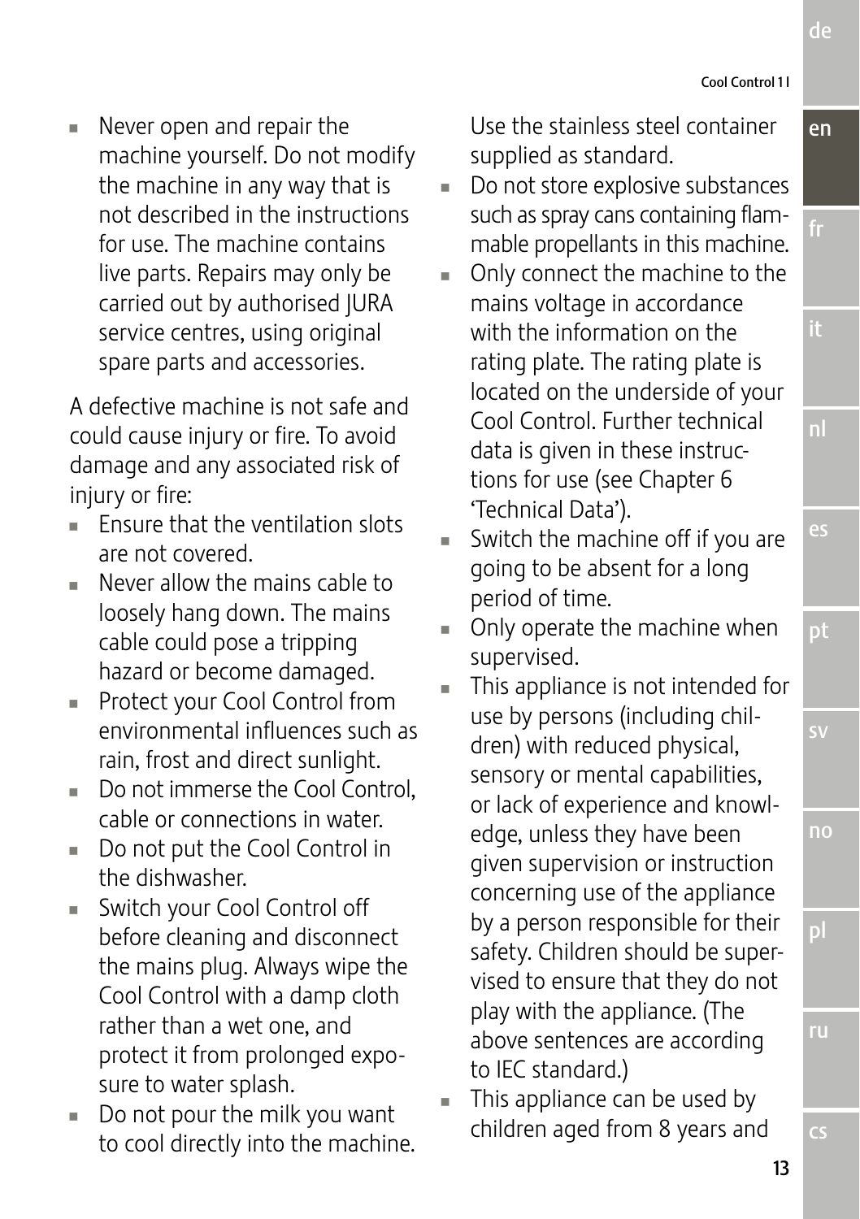- Never open and repair the machine yourself. Do not modify the machine in any way that is not described in the instructions for use. The machine contains live parts. Repairs may only be carried out by authorised JURA service centres, using original spare parts and accessories.

A defective machine is not safe and could cause injury or fire. To avoid damage and any associated risk of injury or fire:

- Ensure that the ventilation slots are not covered.
- Never allow the mains cable to loosely hang down. The mains cable could pose a tripping hazard or become damaged.
- Protect your Cool Control from environmental influences such as rain, frost and direct sunlight.
- Do not immerse the Cool Control, cable or connections in water.
- Do not put the Cool Control in the dishwasher.
- Switch your Cool Control off before cleaning and disconnect the mains plug. Always wipe the Cool Control with a damp cloth rather than a wet one, and protect it from prolonged exposure to water splash.
- Do not pour the milk you want to cool directly into the machine. Use the stainless steel container supplied as standard.
- Do not store explosive substances such as spray cans containing flammable propellants in this machine.
- Only connect the machine to the mains voltage in accordance with the information on the rating plate. The rating plate is located on the underside of your Cool Control. Further technical data is given in these instructions for use (see Chapter 6 'Technical Data').
- Switch the machine off if you are going to be absent for a long period of time.
- Only operate the machine when supervised.
- This appliance is not intended for use by persons (including children) with reduced physical, sensory or mental capabilities, or lack of experience and knowledge, unless they have been given supervision or instruction concerning use of the appliance by a person responsible for their safety. Children should be supervised to ensure that they do not play with the appliance. (The above sentences are according to IEC standard.)
- This appliance can be used by children aged from 8 years and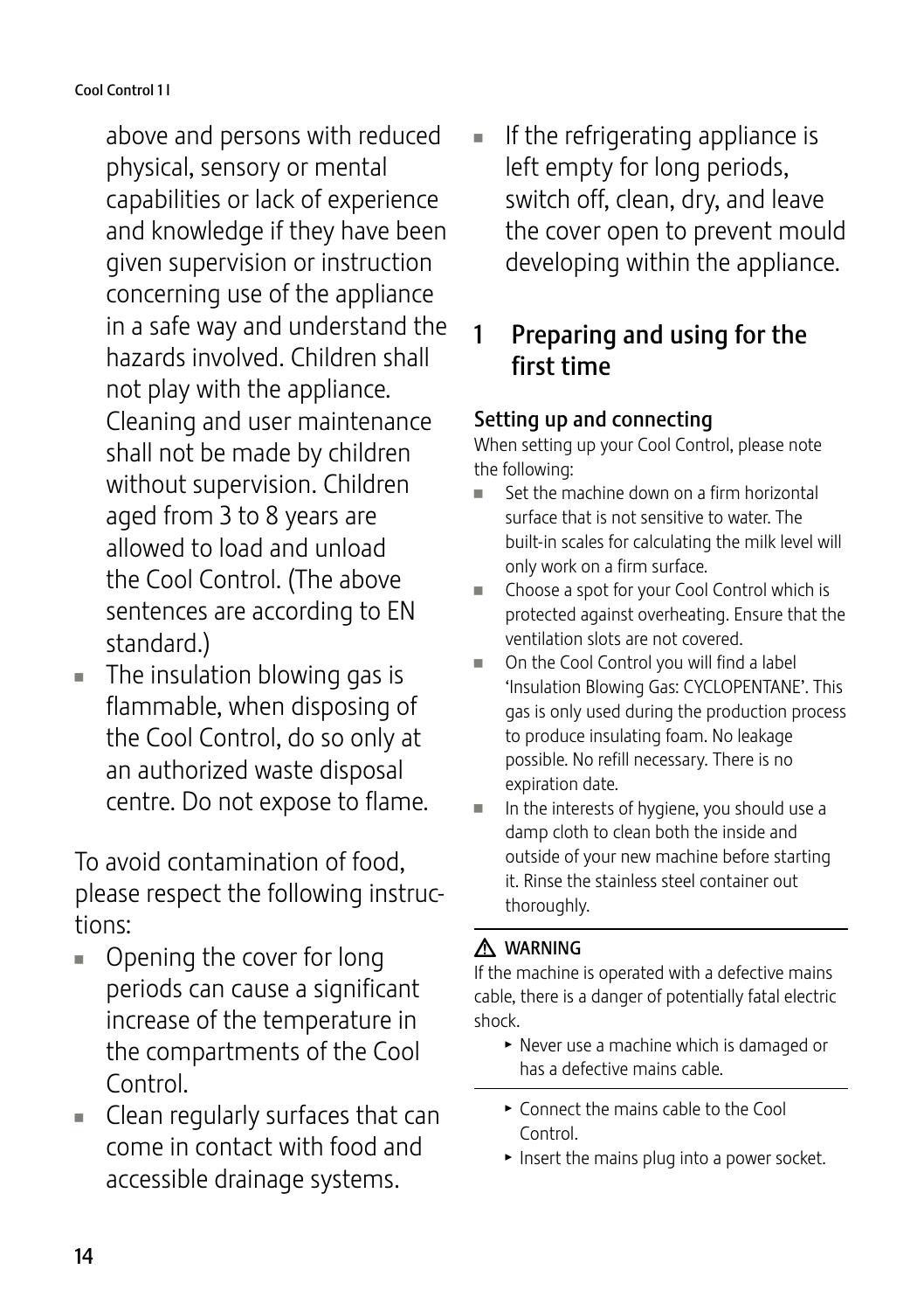above and persons with reduced physical, sensory or mental capabilities or lack of experience and knowledge if they have been given supervision or instruction concerning use of the appliance in a safe way and understand the hazards involved. Children shall not play with the appliance. Cleaning and user maintenance shall not be made by children without supervision. Children aged from 3 to 8 years are allowed to load and unload the Cool Control. (The above sentences are according to EN standard.)

- The insulation blowing gas is flammable, when disposing of the Cool Control, do so only at an authorized waste disposal centre. Do not expose to flame.

To avoid contamination of food, please respect the following instructions:

- Opening the cover for long periods can cause a significant increase of the temperature in the compartments of the Cool Control.
- Clean regularly surfaces that can come in contact with food and accessible drainage systems.
- If the refrigerating appliance is left empty for long periods, switch off, clean, dry, and leave the cover open to prevent mould developing within the appliance.

## 1 Preparing and using for the first time

### Setting up and connecting

When setting up your Cool Control, please note the following:

- Set the machine down on a firm horizontal surface that is not sensitive to water. The built-in scales for calculating the milk level will only work on a firm surface.
- Choose a spot for your Cool Control which is protected against overheating. Ensure that the ventilation slots are not covered.
- On the Cool Control you will find a label 'Insulation Blowing Gas: CYCLOPENTANE'. This gas is only used during the production process to produce insulating foam. No leakage possible. No refill necessary. There is no expiration date.
- In the interests of hygiene, you should use a damp cloth to clean both the inside and outside of your new machine before starting it. Rinse the stainless steel container out thoroughly.

**⚠ WARNING**

If the machine is operated with a defective mains cable, there is a danger of potentially fatal electric shock.

- ▸ Never use a machine which is damaged or has a defective mains cable.

- ▸ Connect the mains cable to the Cool Control.
- ▸ Insert the mains plug into a power socket.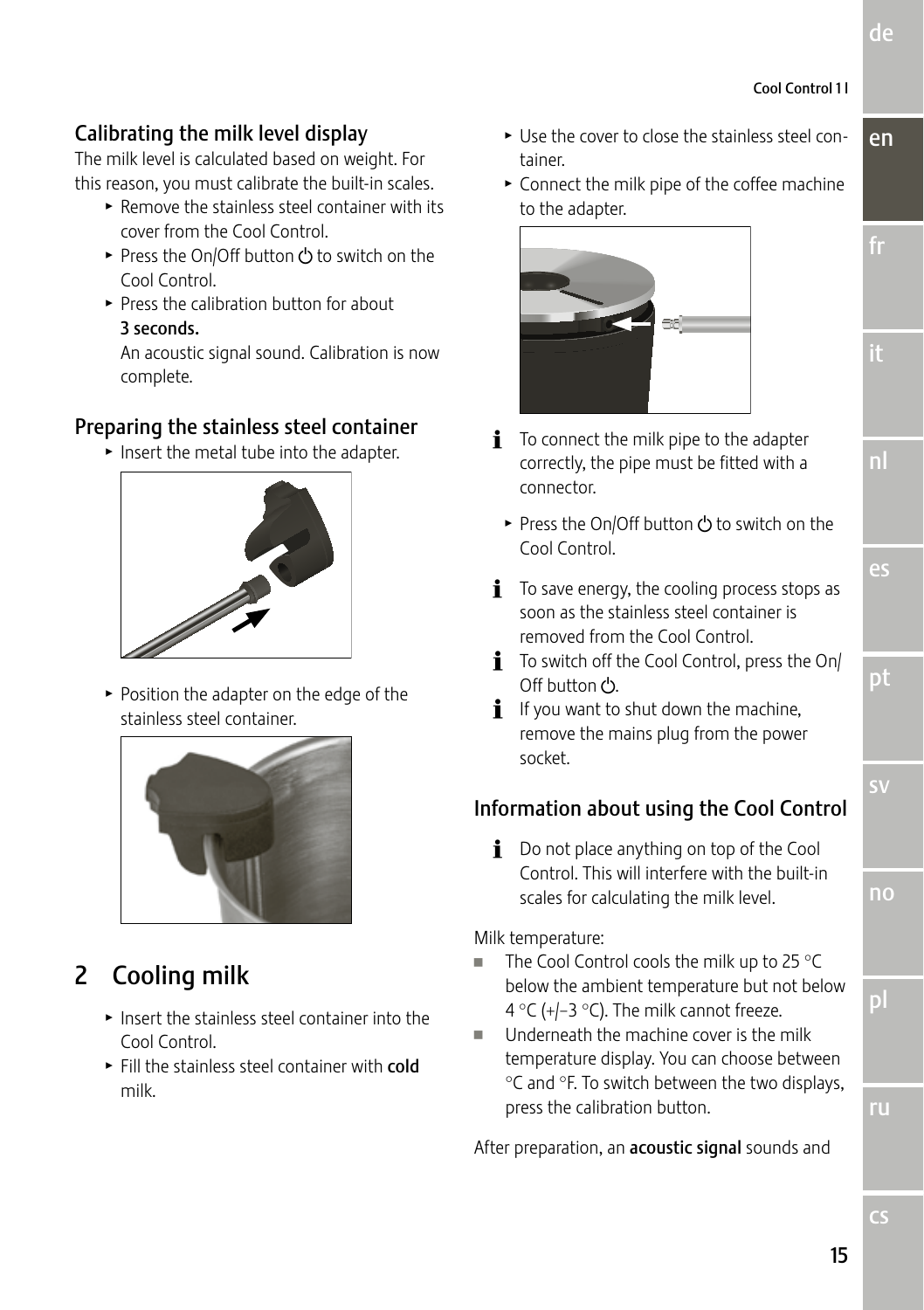### Calibrating the milk level display

The milk level is calculated based on weight. For this reason, you must calibrate the built-in scales.

- Remove the stainless steel container with its cover from the Cool Control.
- Press the On/Off button ⏻ to switch on the Cool Control.
- Press the calibration button for about **3 seconds.**
  An acoustic signal sound. Calibration is now complete.

### Preparing the stainless steel container

- Insert the metal tube into the adapter.
- Position the adapter on the edge of the stainless steel container.

## 2 Cooling milk

- Insert the stainless steel container into the Cool Control.
- Fill the stainless steel container with **cold** milk.
- Use the cover to close the stainless steel container.
- Connect the milk pipe of the coffee machine to the adapter.

ℹ To connect the milk pipe to the adapter correctly, the pipe must be fitted with a connector.

- Press the On/Off button ⏻ to switch on the Cool Control.

ℹ To save energy, the cooling process stops as soon as the stainless steel container is removed from the Cool Control.

ℹ To switch off the Cool Control, press the On/Off button ⏻.

ℹ If you want to shut down the machine, remove the mains plug from the power socket.

### Information about using the Cool Control

ℹ Do not place anything on top of the Cool Control. This will interfere with the built-in scales for calculating the milk level.

Milk temperature:

- The Cool Control cools the milk up to 25 °C below the ambient temperature but not below 4 °C (+/–3 °C). The milk cannot freeze.
- Underneath the machine cover is the milk temperature display. You can choose between °C and °F. To switch between the two displays, press the calibration button.

After preparation, an **acoustic signal** sounds and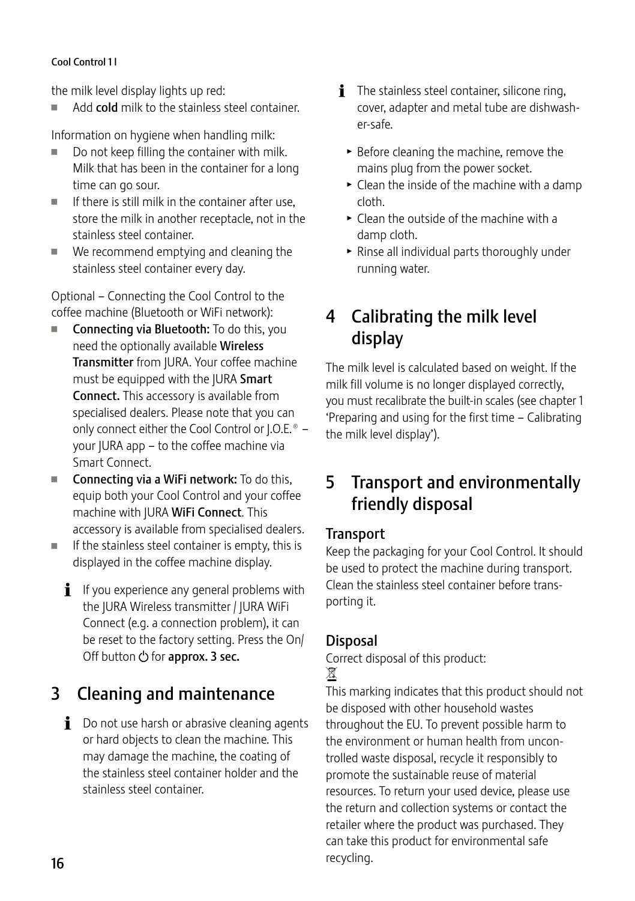the milk level display lights up red:

- Add **cold** milk to the stainless steel container.

Information on hygiene when handling milk:

- Do not keep filling the container with milk. Milk that has been in the container for a long time can go sour.
- If there is still milk in the container after use, store the milk in another receptacle, not in the stainless steel container.
- We recommend emptying and cleaning the stainless steel container every day.

Optional – Connecting the Cool Control to the coffee machine (Bluetooth or WiFi network):

- **Connecting via Bluetooth:** To do this, you need the optionally available **Wireless Transmitter** from JURA. Your coffee machine must be equipped with the JURA **Smart Connect.** This accessory is available from specialised dealers. Please note that you can only connect either the Cool Control or J.O.E.® – your JURA app – to the coffee machine via Smart Connect.
- **Connecting via a WiFi network:** To do this, equip both your Cool Control and your coffee machine with JURA **WiFi Connect**. This accessory is available from specialised dealers.
- If the stainless steel container is empty, this is displayed in the coffee machine display.

ℹ If you experience any general problems with the JURA Wireless transmitter / JURA WiFi Connect (e.g. a connection problem), it can be reset to the factory setting. Press the On/Off button ⏻ for **approx. 3 sec.**

## 3 Cleaning and maintenance

ℹ Do not use harsh or abrasive cleaning agents or hard objects to clean the machine. This may damage the machine, the coating of the stainless steel container holder and the stainless steel container.

ℹ The stainless steel container, silicone ring, cover, adapter and metal tube are dishwasher-safe.

- ▸ Before cleaning the machine, remove the mains plug from the power socket.
- ▸ Clean the inside of the machine with a damp cloth.
- ▸ Clean the outside of the machine with a damp cloth.
- ▸ Rinse all individual parts thoroughly under running water.

## 4 Calibrating the milk level display

The milk level is calculated based on weight. If the milk fill volume is no longer displayed correctly, you must recalibrate the built-in scales (see chapter 1 'Preparing and using for the first time – Calibrating the milk level display').

## 5 Transport and environmentally friendly disposal

### Transport

Keep the packaging for your Cool Control. It should be used to protect the machine during transport. Clean the stainless steel container before transporting it.

### Disposal

Correct disposal of this product:

This marking indicates that this product should not be disposed with other household wastes throughout the EU. To prevent possible harm to the environment or human health from uncontrolled waste disposal, recycle it responsibly to promote the sustainable reuse of material resources. To return your used device, please use the return and collection systems or contact the retailer where the product was purchased. They can take this product for environmental safe recycling.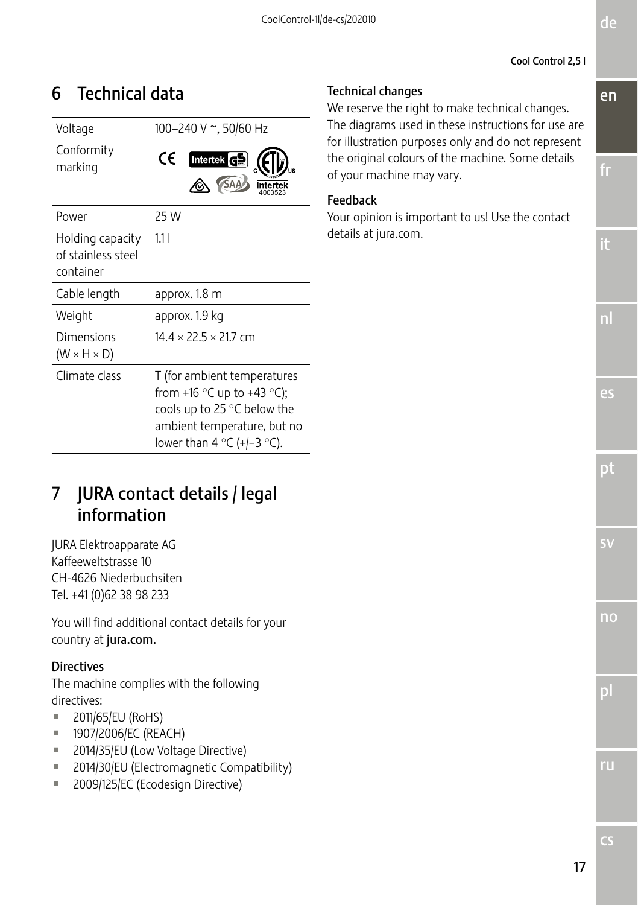# 6 Technical data

| | |
|---|---|
| Voltage | 100–240 V ~, 50/60 Hz |
| Conformity marking | CE, Intertek GS, ETL (C US), RCM, SAA, Intertek 4003523 |
| Power | 25 W |
| Holding capacity of stainless steel container | 1.1 l |
| Cable length | approx. 1.8 m |
| Weight | approx. 1.9 kg |
| Dimensions (W × H × D) | 14.4 × 22.5 × 21.7 cm |
| Climate class | T (for ambient temperatures from +16 °C up to +43 °C); cools up to 25 °C below the ambient temperature, but no lower than 4 °C (+/–3 °C). |

# 7 JURA contact details / legal information

JURA Elektroapparate AG
Kaffeeweltstrasse 10
CH-4626 Niederbuchsiten
Tel. +41 (0)62 38 98 233

You will find additional contact details for your country at **jura.com.**

**Directives**

The machine complies with the following directives:

- 2011/65/EU (RoHS)
- 1907/2006/EC (REACH)
- 2014/35/EU (Low Voltage Directive)
- 2014/30/EU (Electromagnetic Compatibility)
- 2009/125/EC (Ecodesign Directive)

**Technical changes**

We reserve the right to make technical changes. The diagrams used in these instructions for use are for illustration purposes only and do not represent the original colours of the machine. Some details of your machine may vary.

**Feedback**

Your opinion is important to us! Use the contact details at jura.com.